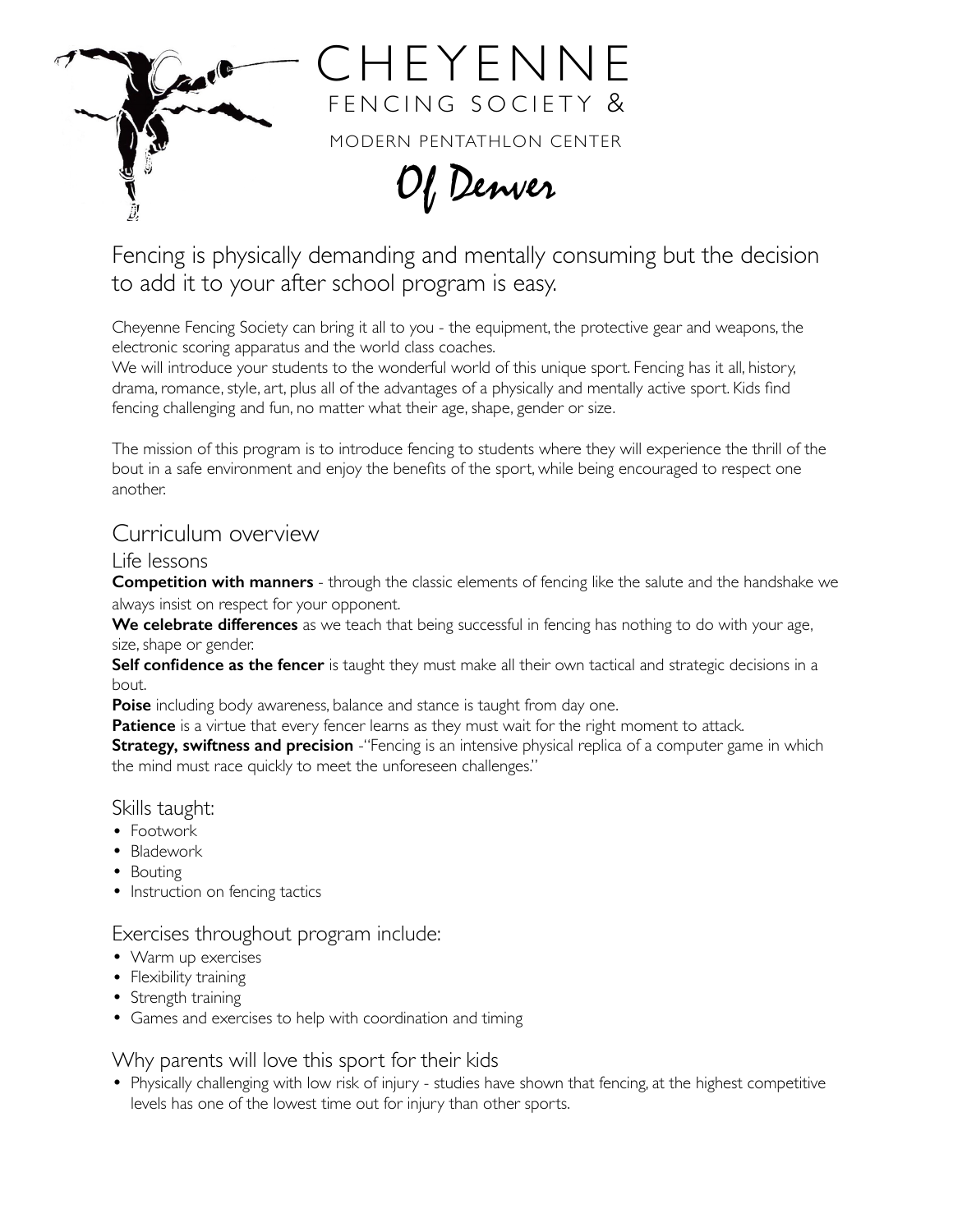# CHEYENNE FENCING SOCIETY & MODERN PENTATHLON CENTER Of Denver

## Fencing is physically demanding and mentally consuming but the decision to add it to your after school program is easy.

Cheyenne Fencing Society can bring it all to you - the equipment, the protective gear and weapons, the electronic scoring apparatus and the world class coaches.
We will introduce your students to the wonderful world of this unique sport. Fencing has it all, history, drama, romance, style, art, plus all of the advantages of a physically and mentally active sport. Kids find fencing challenging and fun, no matter what their age, shape, gender or size.

The mission of this program is to introduce fencing to students where they will experience the thrill of the bout in a safe environment and enjoy the benefits of the sport, while being encouraged to respect one another.

## Curriculum overview

### Life lessons

**Competition with manners** - through the classic elements of fencing like the salute and the handshake we always insist on respect for your opponent.
**We celebrate differences** as we teach that being successful in fencing has nothing to do with your age, size, shape or gender.
**Self confidence as the fencer** is taught they must make all their own tactical and strategic decisions in a bout.
**Poise** including body awareness, balance and stance is taught from day one.
**Patience** is a virtue that every fencer learns as they must wait for the right moment to attack.
**Strategy, swiftness and precision** -"Fencing is an intensive physical replica of a computer game in which the mind must race quickly to meet the unforeseen challenges."

### Skills taught:

- Footwork
- Bladework
- Bouting
- Instruction on fencing tactics

### Exercises throughout program include:

- Warm up exercises
- Flexibility training
- Strength training
- Games and exercises to help with coordination and timing

### Why parents will love this sport for their kids

- Physically challenging with low risk of injury - studies have shown that fencing, at the highest competitive levels has one of the lowest time out for injury than other sports.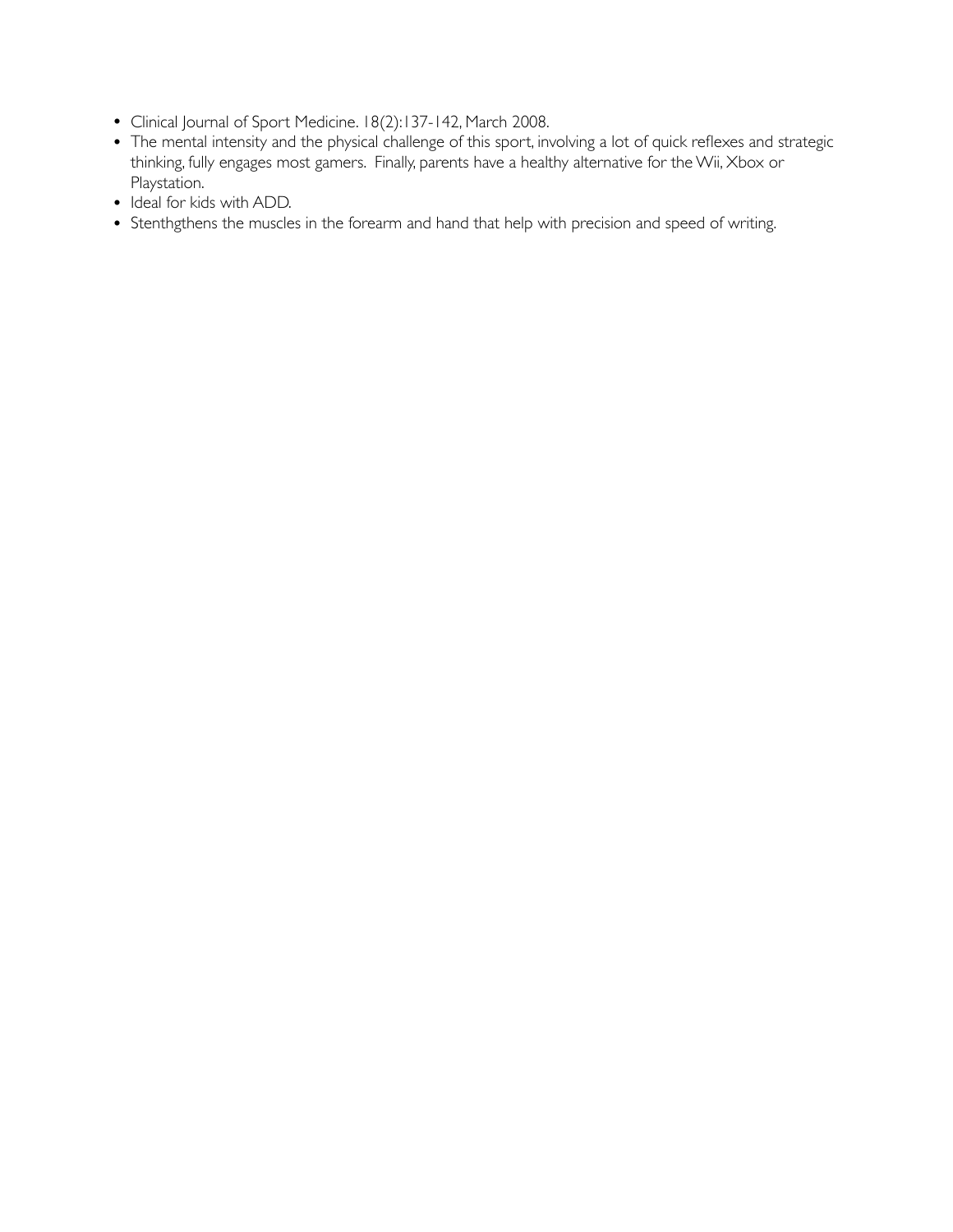- Clinical Journal of Sport Medicine. 18(2):137-142, March 2008.
- The mental intensity and the physical challenge of this sport, involving a lot of quick reflexes and strategic thinking, fully engages most gamers. Finally, parents have a healthy alternative for the Wii, Xbox or Playstation.
- Ideal for kids with ADD.
- Stenthgthens the muscles in the forearm and hand that help with precision and speed of writing.